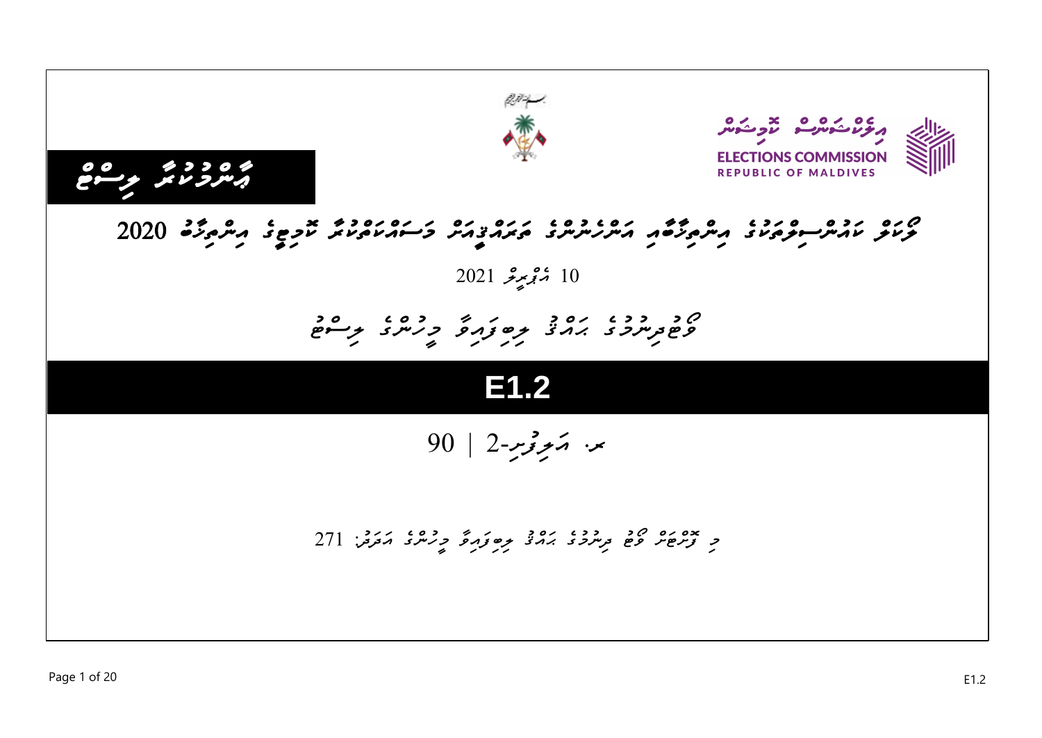# އާންމުކުރާ ލިސްޓު

އިލެކްޝަންސް ކޮމިޝަން

ELECTIONS COMMISSION
REPUBLIC OF MALDIVES

## ލޯކަލް ކައުންސިލްތަކުގެ އިންތިޚާބާއި އަންހެނުންގެ ތަރައްޤީއަށް މަސައްކަތްކުރާ ކޮމިޓީގެ އިންތިޚާބު 2020

10 އެޕްރީލް 2021

## ވޯޓުދިނުމުގެ ހައްޤު ލިބިފައިވާ މީހުންގެ ލިސްޓު

# E1.2

## ރ. އަލިފުށި-2 | 90

މި ބޮކްސް ވޯޓު ދިނުމުގެ ހައްޤު ލިބިފައިވާ މީހުންގެ އަދަދު: 271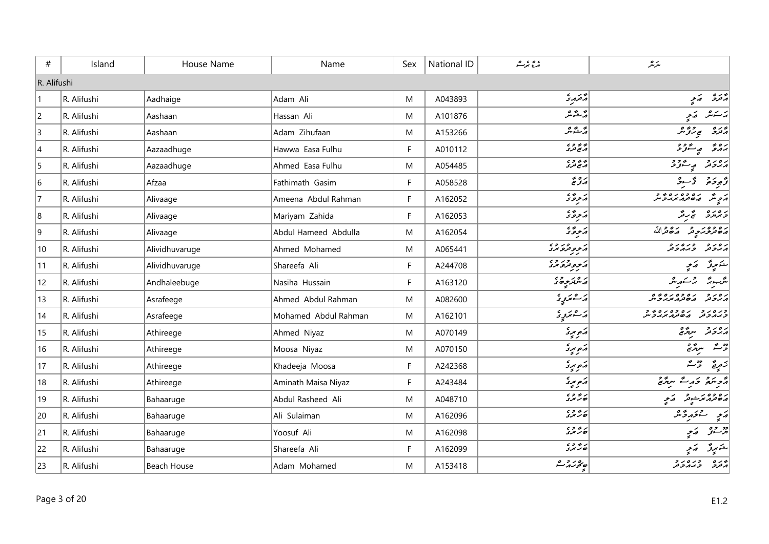| # | Island | House Name | Name | Sex | National ID | ގެއާއި ނަން | ނަން |
|---|---|---|---|---|---|---|---|
| R. Alifushi | | | | | | | |
| 1 | R. Alifushi | Aadhaige | Adam Ali | M | A043893 | އާދައިގެ | އާދަމް އަލި |
| 2 | R. Alifushi | Aashaan | Hassan Ali | M | A101876 | އާޝާން | ހަސަން އަލި |
| 3 | R. Alifushi | Aashaan | Adam Zihufaan | M | A153266 | އާޝާން | އާދަމް ޒިހުފާން |
| 4 | R. Alifushi | Aazaadhuge | Hawwa Easa Fulhu | F | A010112 | އާޒާދުގެ | ހައްވާ އީސާފުޅު |
| 5 | R. Alifushi | Aazaadhuge | Ahmed Easa Fulhu | M | A054485 | އާޒާދުގެ | އަހުމަދު އީސާފުޅު |
| 6 | R. Alifushi | Afzaa | Fathimath Gasim | F | A058528 | އަފްޒާ | ފާތިމަތު ޤާސިމް |
| 7 | R. Alifushi | Alivaage | Ameena Abdul Rahman | F | A162052 | އަލިވާގެ | އަމީނާ އަބްދުލްރަޙްމާން |
| 8 | R. Alifushi | Alivaage | Mariyam Zahida | F | A162053 | އަލިވާގެ | މަރިޔަމް ޒާހިދާ |
| 9 | R. Alifushi | Alivaage | Abdul Hameed Abdulla | M | A162054 | އަލިވާގެ | އަބްދުލްޙަމީދު އަބްދުﷲ |
| 10 | R. Alifushi | Alividhuvaruge | Ahmed Mohamed | M | A065441 | އަލިވިދުވަރުގެ | އަހުމަދު މުހައްމަދު |
| 11 | R. Alifushi | Alividhuvaruge | Shareefa Ali | F | A244708 | އަލިވިދުވަރުގެ | ޝަރީފާ އަލި |
| 12 | R. Alifushi | Andhaleebuge | Nasiha Hussain | F | A163120 | އަންދަލީބުގެ | ނާޞިޙާ ޙުސައިން |
| 13 | R. Alifushi | Asrafeege | Ahmed Abdul Rahman | M | A082600 | އަސްރަފީގެ | އަހުމަދު އަބްދުލްރަޙްމާން |
| 14 | R. Alifushi | Asrafeege | Mohamed Abdul Rahman | M | A162101 | އަސްރަފީގެ | މުހައްމަދު އަބްދުލްރަޙްމާން |
| 15 | R. Alifushi | Athireege | Ahmed Niyaz | M | A070149 | އަތިރީގެ | އަހުމަދު ނިޔާޒް |
| 16 | R. Alifushi | Athireege | Moosa Niyaz | M | A070150 | އަތިރީގެ | މޫސާ ނިޔާޒް |
| 17 | R. Alifushi | Athireege | Khadeeja Moosa | F | A242368 | އަތިރީގެ | ޚަދީޖާ މޫސާ |
| 18 | R. Alifushi | Athireege | Aminath Maisa Niyaz | F | A243484 | އަތިރީގެ | އާމިނަތު މައިސާ ނިޔާޒް |
| 19 | R. Alifushi | Bahaaruge | Abdul Rasheed Ali | M | A048710 | ބަހާރުގެ | އަބްދުލްރަޝީދު އަލި |
| 20 | R. Alifushi | Bahaaruge | Ali Sulaiman | M | A162096 | ބަހާރުގެ | އަލި ސުލައިމާން |
| 21 | R. Alifushi | Bahaaruge | Yoosuf Ali | M | A162098 | ބަހާރުގެ | ޔޫސުފް އަލި |
| 22 | R. Alifushi | Bahaaruge | Shareefa Ali | F | A162099 | ބަހާރުގެ | ޝަރީފާ އަލި |
| 23 | R. Alifushi | Beach House | Adam Mohamed | M | A153418 | ބީޗްހައުސް | އާދަމް މުހައްމަދު |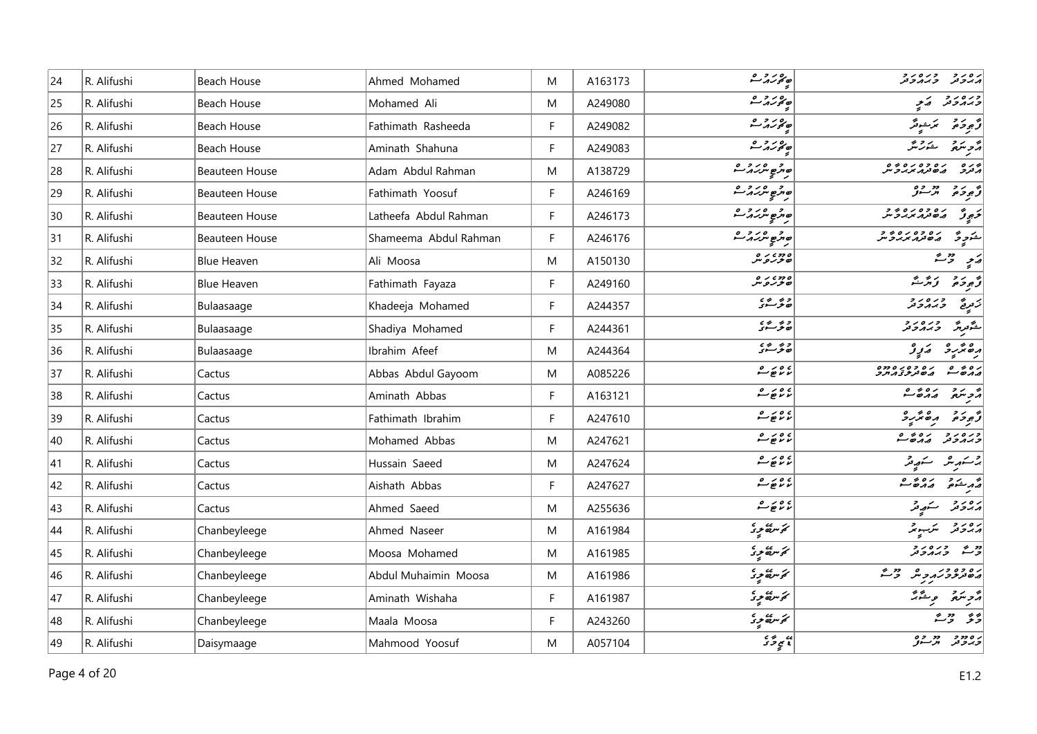| 24 | R. Alifushi | Beach House | Ahmed Mohamed | M | A163173 | ޓެޗްހައުސް | އަޙްމަދު މުޙައްމަދު |
|---|---|---|---|---|---|---|---|
| 25 | R. Alifushi | Beach House | Mohamed Ali | M | A249080 | ބީޗްހައުސް | މުޙައްމަދު އަލި |
| 26 | R. Alifushi | Beach House | Fathimath Rasheeda | F | A249082 | ބީޗްހައުސް | ފާތިމަތު ރަޝީދާ |
| 27 | R. Alifushi | Beach House | Aminath Shahuna | F | A249083 | ބީޗްހައުސް | އާމިނަތު ޝަހުނާ |
| 28 | R. Alifushi | Beauteen House | Adam Abdul Rahman | M | A138729 | ބިއުޓީންހައުސް | އާދަމް އަބްދުއްރަޙްމާން |
| 29 | R. Alifushi | Beauteen House | Fathimath Yoosuf | F | A246169 | ބިއުޓީންހައުސް | ފާތިމަތު ޔޫސުފް |
| 30 | R. Alifushi | Beauteen House | Latheefa Abdul Rahman | F | A246173 | ބިއުޓީންހައުސް | ލަޠީފާ އަބްދުއްރަޙްމާން |
| 31 | R. Alifushi | Beauteen House | Shameema Abdul Rahman | F | A246176 | ބިއުޓީންހައުސް | ޝަމީމާ އަބްދުއްރަޙްމާން |
| 32 | R. Alifushi | Blue Heaven | Ali Moosa | M | A150130 | ބްލޫހެވަން | އަލި މޫސާ |
| 33 | R. Alifushi | Blue Heaven | Fathimath Fayaza | F | A249160 | ބްލޫހެވަން | ފާތިމަތު ފަޔާޒާ |
| 34 | R. Alifushi | Bulaasaage | Khadeeja Mohamed | F | A244357 | ބުލާސާގެ | ޚަދީޖާ މުޙައްމަދު |
| 35 | R. Alifushi | Bulaasaage | Shadiya Mohamed | F | A244361 | ބުލާސާގެ | ޝާދިޔާ މުޙައްމަދު |
| 36 | R. Alifushi | Bulaasaage | Ibrahim Afeef | M | A244364 | ބުލާސާގެ | އިބްރާހީމް އަފީފު |
| 37 | R. Alifushi | Cactus | Abbas Abdul Gayoom | M | A085226 | ކެކްޓަސް | އައްބާސް އަބްދުލްޣައްޔޫމް |
| 38 | R. Alifushi | Cactus | Aminath Abbas | F | A163121 | ކެކްޓަސް | އާމިނަތު އައްބާސް |
| 39 | R. Alifushi | Cactus | Fathimath Ibrahim | F | A247610 | ކެކްޓަސް | ފާތިމަތު އިބްރާހީމް |
| 40 | R. Alifushi | Cactus | Mohamed Abbas | M | A247621 | ކެކްޓަސް | މުޙައްމަދު އައްބާސް |
| 41 | R. Alifushi | Cactus | Hussain Saeed | M | A247624 | ކެކްޓަސް | ޙުސައިން ސައީދު |
| 42 | R. Alifushi | Cactus | Aishath Abbas | F | A247627 | ކެކްޓަސް | އައިޝަތު އައްބާސް |
| 43 | R. Alifushi | Cactus | Ahmed Saeed | M | A255636 | ކެކްޓަސް | އަޙްމަދު ސައީދު |
| 44 | R. Alifushi | Chanbeyleege | Ahmed Naseer | M | A161984 | ޗަންބޭލީގެ | އަޙްމަދު ނަސީރު |
| 45 | R. Alifushi | Chanbeyleege | Moosa Mohamed | M | A161985 | ޗަންބޭލީގެ | މޫސާ މުޙައްމަދު |
| 46 | R. Alifushi | Chanbeyleege | Abdul Muhaimin Moosa | M | A161986 | ޗަންބޭލީގެ | އަބްދުލްމުހައިމިން މޫސާ |
| 47 | R. Alifushi | Chanbeyleege | Aminath Wishaha | F | A161987 | ޗަންބޭލީގެ | އާމިނަތު ވިޝާހާ |
| 48 | R. Alifushi | Chanbeyleege | Maala Moosa | F | A243260 | ޗަންބޭލީގެ | މާލާ މޫސާ |
| 49 | R. Alifushi | Daisymaage | Mahmood Yoosuf | M | A057104 | ޑޭޒީމާގެ | މަޙްމޫދު ޔޫސުފް |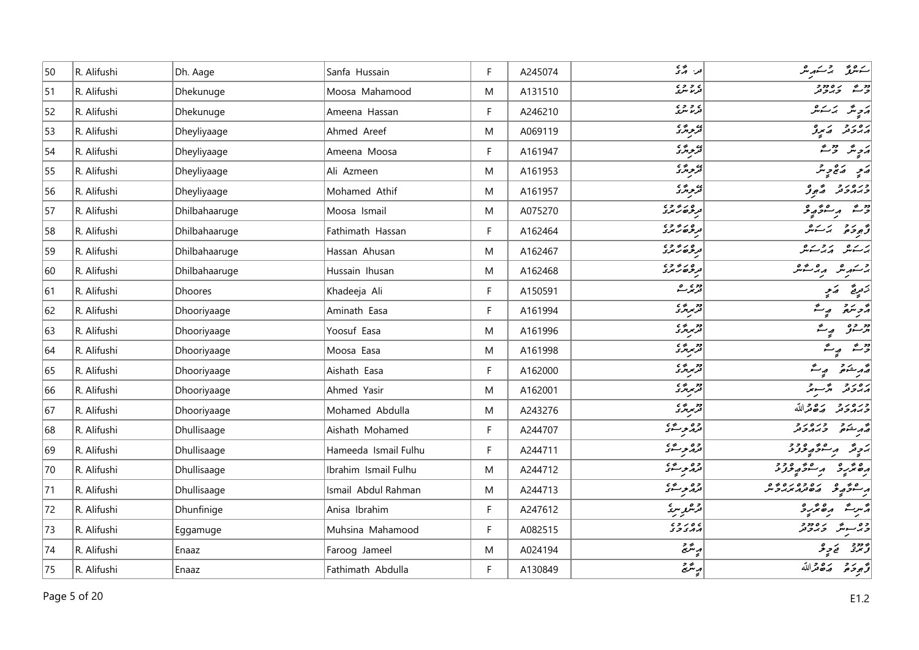| 50 | R. Alifushi | Dh. Aage | Sanfa Hussain | F | A245074 | ދ. އާގެ | ސަންފާ ހުސައިން |
|---|---|---|---|---|---|---|---|
| 51 | R. Alifushi | Dhekunuge | Moosa Mahamood | M | A131510 | ދެކުނުގެ | މޫސާ މަހަމޫދު |
| 52 | R. Alifushi | Dhekunuge | Ameena Hassan | F | A246210 | ދެކުނުގެ | އަމީނާ ހަސަން |
| 53 | R. Alifushi | Dheyliyaage | Ahmed Areef | M | A069119 | ދޭލިޔާގެ | އަޙްމަދު އަރީފް |
| 54 | R. Alifushi | Dheyliyaage | Ameena Moosa | F | A161947 | ދޭލިޔާގެ | އަމީނާ މޫސާ |
| 55 | R. Alifushi | Dheyliyaage | Ali Azmeen | M | A161953 | ދޭލިޔާގެ | އަލި އަޒްމީން |
| 56 | R. Alifushi | Dheyliyaage | Mohamed Athif | M | A161957 | ދޭލިޔާގެ | މުޙައްމަދު އާތިފް |
| 57 | R. Alifushi | Dhilbahaaruge | Moosa Ismail | M | A075270 | ދިލްބަހާރުގެ | މޫސާ އިސްމާޢީލް |
| 58 | R. Alifushi | Dhilbahaaruge | Fathimath Hassan | F | A162464 | ދިލްބަހާރުގެ | ފާތިމަތު ހަސަން |
| 59 | R. Alifushi | Dhilbahaaruge | Hassan Ahusan | M | A162467 | ދިލްބަހާރުގެ | ހަސަން އަހުސަން |
| 60 | R. Alifushi | Dhilbahaaruge | Hussain Ihusan | M | A162468 | ދިލްބަހާރުގެ | ހުސައިން އިހުސާން |
| 61 | R. Alifushi | Dhoores | Khadeeja Ali | F | A150591 | ދޫރެސް | ޚަދީޖާ އަލި |
| 62 | R. Alifushi | Dhooriyaage | Aminath Easa | F | A161994 | ދޫރިޔާގެ | އާމިނަތު އީސާ |
| 63 | R. Alifushi | Dhooriyaage | Yoosuf Easa | M | A161996 | ދޫރިޔާގެ | ޔޫސުފް އީސާ |
| 64 | R. Alifushi | Dhooriyaage | Moosa Easa | M | A161998 | ދޫރިޔާގެ | މޫސާ އީސާ |
| 65 | R. Alifushi | Dhooriyaage | Aishath Easa | F | A162000 | ދޫރިޔާގެ | އާއިޝަތު އީސާ |
| 66 | R. Alifushi | Dhooriyaage | Ahmed Yasir | M | A162001 | ދޫރިޔާގެ | އަޙްމަދު ޔާސިރު |
| 67 | R. Alifushi | Dhooriyaage | Mohamed Abdulla | M | A243276 | ދޫރިޔާގެ | މުޙައްމަދު އަބްދުﷲ |
| 68 | R. Alifushi | Dhullisaage | Aishath Mohamed | F | A244707 | ދުއްލިސާގެ | އާއިޝަތު މުޙައްމަދު |
| 69 | R. Alifushi | Dhullisaage | Hameeda Ismail Fulhu | F | A244711 | ދުއްލިސާގެ | ހަމީދާ އިސްމާޢީލްފުޅު |
| 70 | R. Alifushi | Dhullisaage | Ibrahim Ismail Fulhu | M | A244712 | ދުއްލިސާގެ | އިބްރާހީމް އިސްމާޢީލްފުޅު |
| 71 | R. Alifushi | Dhullisaage | Ismail Abdul Rahman | M | A244713 | ދުއްލިސާގެ | އިސްމާޢީލް އަބްދުއްރަޙްމާން |
| 72 | R. Alifushi | Dhunfinige | Anisa Ibrahim | F | A247612 | ދުންފިނިގެ | އާނިސާ އިބްރާހީމް |
| 73 | R. Alifushi | Eggamuge | Muhsina Mahamood | F | A082515 | އެގަމުގެ | މުޙްސިނާ މަހަމޫދު |
| 74 | R. Alifushi | Enaaz | Faroog Jameel | M | A024194 | އިނާޒް | ފާރޫގު ޖަމީލް |
| 75 | R. Alifushi | Enaaz | Fathimath Abdulla | F | A130849 | އިނާޒް | ފާތިމަތު އަބްދުﷲ |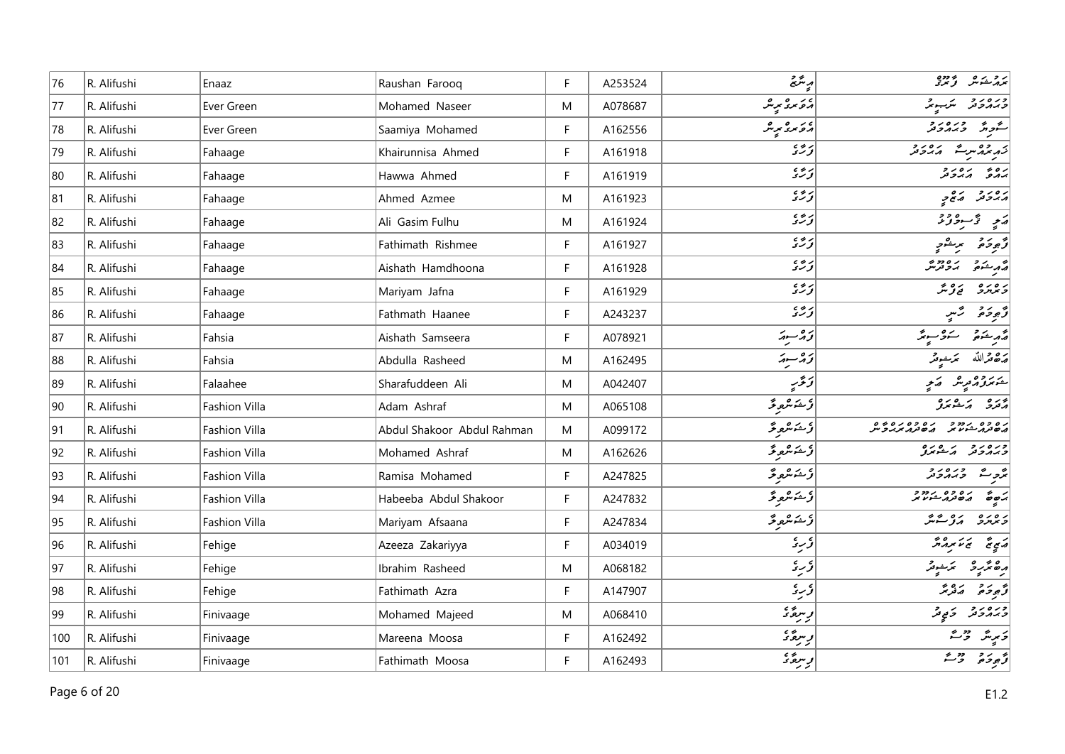| 76 | R. Alifushi | Enaaz | Raushan Farooq | F | A253524 | ޢިނާޒް | ރައުޝަން ފާރޫޤު |
|---|---|---|---|---|---|---|---|
| 77 | R. Alifushi | Ever Green | Mohamed Naseer | M | A078687 | އެވަރގްރީން | މުޙައްމަދު ނަސީރު |
| 78 | R. Alifushi | Ever Green | Saamiya Mohamed | F | A162556 | އެވަރގްރީން | ސާމިޔާ މުޙައްމަދު |
| 79 | R. Alifushi | Fahaage | Khairunnisa Ahmed | F | A161918 | ފަހާގެ | ޚައިރުއްނިސާ އަޙްމަދު |
| 80 | R. Alifushi | Fahaage | Hawwa Ahmed | F | A161919 | ފަހާގެ | ހައްވާ އަޙްމަދު |
| 81 | R. Alifushi | Fahaage | Ahmed Azmee | M | A161923 | ފަހާގެ | އަޙްމަދު އަޒްމީ |
| 82 | R. Alifushi | Fahaage | Ali Gasim Fulhu | M | A161924 | ފަހާގެ | އަލި ޤާސިމްފުޅު |
| 83 | R. Alifushi | Fahaage | Fathimath Rishmee | F | A161927 | ފަހާގެ | ފާތިމަތު ރިޝްމީ |
| 84 | R. Alifushi | Fahaage | Aishath Hamdhoona | F | A161928 | ފަހާގެ | އާއިޝަތު ހަމްދޫނާ |
| 85 | R. Alifushi | Fahaage | Mariyam Jafna | F | A161929 | ފަހާގެ | މަރިޔަމް ޖަފްނާ |
| 86 | R. Alifushi | Fahaage | Fathmath Haanee | F | A243237 | ފަހާގެ | ފާތިމަތު ހާނީ |
| 87 | R. Alifushi | Fahsia | Aishath Samseera | F | A078921 | ފަހްސިއަ | އާއިޝަތު ސަމްސީރާ |
| 88 | R. Alifushi | Fahsia | Abdulla Rasheed | M | A162495 | ފަހްސިއަ | އަބްދުﷲ ރަޝީދު |
| 89 | R. Alifushi | Falaahee | Sharafuddeen Ali | M | A042407 | ފަލާހީ | ޝަރަފުއްދީން އަލި |
| 90 | R. Alifushi | Fashion Villa | Adam Ashraf | M | A065108 | ފެޝަންވިލާ | އާދަމް އަޝްރަފް |
| 91 | R. Alifushi | Fashion Villa | Abdul Shakoor Abdul Rahman | M | A099172 | ފެޝަންވިލާ | އަބްދުލްޝަކޫރު އަބްދުލްރަޙްމާން |
| 92 | R. Alifushi | Fashion Villa | Mohamed Ashraf | M | A162626 | ފެޝަންވިލާ | މުޙައްމަދު އަޝްރަފް |
| 93 | R. Alifushi | Fashion Villa | Ramisa Mohamed | F | A247825 | ފެޝަންވިލާ | ރާމިސާ މުޙައްމަދު |
| 94 | R. Alifushi | Fashion Villa | Habeeba Abdul Shakoor | F | A247832 | ފެޝަންވިލާ | ހަބީބާ އަބްދުލްޝަކޫރު |
| 95 | R. Alifushi | Fashion Villa | Mariyam Afsaana | F | A247834 | ފެޝަންވިލާ | މަރިޔަމް އަފްސާނާ |
| 96 | R. Alifushi | Fehige | Azeeza Zakariyya | F | A034019 | ފެހިގެ | އަޒީޒާ ޒަކަރިއްޔާ |
| 97 | R. Alifushi | Fehige | Ibrahim Rasheed | M | A068182 | ފެހިގެ | އިބްރާހިމް ރަޝީދު |
| 98 | R. Alifushi | Fehige | Fathimath Azra | F | A147907 | ފެހިގެ | ފާތިމަތު އަޒްރާ |
| 99 | R. Alifushi | Finivaage | Mohamed Majeed | M | A068410 | ފިނިވާގެ | މުޙައްމަދު މަޖީދު |
| 100 | R. Alifushi | Finivaage | Mareena Moosa | F | A162492 | ފިނިވާގެ | މަރީނާ މޫސާ |
| 101 | R. Alifushi | Finivaage | Fathimath Moosa | F | A162493 | ފިނިވާގެ | ފާތިމަތު މޫސާ |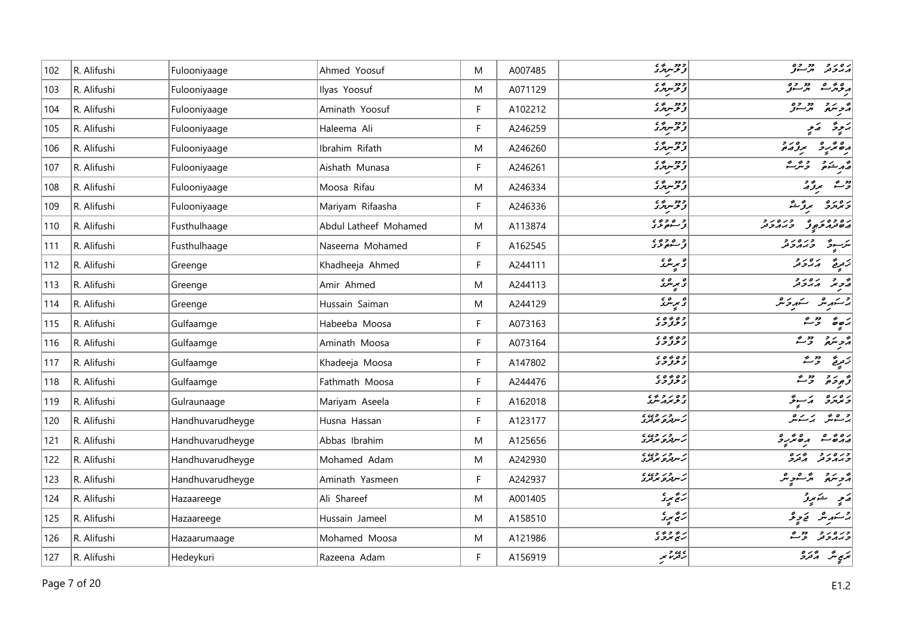| 102 | R. Alifushi | Fulooniyaage | Ahmed Yoosuf | M | A007485 | ފުލޫނިޔާގެ | އަޙްމަދު ޔޫސުފް |
|---|---|---|---|---|---|---|---|
| 103 | R. Alifushi | Fulooniyaage | Ilyas Yoosuf | M | A071129 | ފުލޫނިޔާގެ | އިލްޔާސް ޔޫސުފް |
| 104 | R. Alifushi | Fulooniyaage | Aminath Yoosuf | F | A102212 | ފުލޫނިޔާގެ | އާމިނަތު ޔޫސުފް |
| 105 | R. Alifushi | Fulooniyaage | Haleema Ali | F | A246259 | ފުލޫނިޔާގެ | ހަލީމާ ޢަލި |
| 106 | R. Alifushi | Fulooniyaage | Ibrahim Rifath | M | A246260 | ފުލޫނިޔާގެ | އިބްރާހިމް ރިފްޢަތު |
| 107 | R. Alifushi | Fulooniyaage | Aishath Munasa | F | A246261 | ފުލޫނިޔާގެ | ޢާއިޝަތު މުނާސާ |
| 108 | R. Alifushi | Fulooniyaage | Moosa Rifau | M | A246334 | ފުލޫނިޔާގެ | މޫސާ ރިފާއު |
| 109 | R. Alifushi | Fulooniyaage | Mariyam Rifaasha | F | A246336 | ފުލޫނިޔާގެ | މަރިޔަމް ރިފާޝާ |
| 110 | R. Alifushi | Fusthulhaage | Abdul Latheef Mohamed | M | A113874 | ފުސްތުޅާގެ | ޢަބްދުއްލަޠީފް މުޙައްމަދު |
| 111 | R. Alifushi | Fusthulhaage | Naseema Mohamed | F | A162545 | ފުސްތުޅާގެ | ނަސީމާ މުޙައްމަދު |
| 112 | R. Alifushi | Greenge | Khadheeja Ahmed | F | A244111 | ގުރީންގެ | ޚަދީޖާ އަޙްމަދު |
| 113 | R. Alifushi | Greenge | Amir Ahmed | M | A244113 | ގުރީންގެ | އާމިރު އަޙްމަދު |
| 114 | R. Alifushi | Greenge | Hussain Saiman | M | A244129 | ގުރީންގެ | ޙުސައިން ސައިމަން |
| 115 | R. Alifushi | Gulfaamge | Habeeba Moosa | F | A073163 | ގުލްފާމްގެ | ހަބީބާ މޫސާ |
| 116 | R. Alifushi | Gulfaamge | Aminath Moosa | F | A073164 | ގުލްފާމްގެ | އާމިނަތު މޫސާ |
| 117 | R. Alifushi | Gulfaamge | Khadeeja Moosa | F | A147802 | ގުލްފާމްގެ | ޚަދީޖާ މޫސާ |
| 118 | R. Alifushi | Gulfaamge | Fathmath Moosa | F | A244476 | ގުލްފާމްގެ | ފާތިމަތު މޫސާ |
| 119 | R. Alifushi | Gulraunaage | Mariyam Aseela | F | A162018 | ގުލްރައުނާގެ | މަރިޔަމް އަސީލާ |
| 120 | R. Alifushi | Handhuvarudheyge | Husna Hassan | F | A123177 | ހަނދުވަރުދެއްގެ | ހުސްނާ ހަސަން |
| 121 | R. Alifushi | Handhuvarudheyge | Abbas Ibrahim | M | A125656 | ހަނދުވަރުދެއްގެ | ޢައްބާސް އިބްރާހިމް |
| 122 | R. Alifushi | Handhuvarudheyge | Mohamed Adam | M | A242930 | ހަނދުވަރުދެއްގެ | މުޙައްމަދު އާދަމް |
| 123 | R. Alifushi | Handhuvarudheyge | Aminath Yasmeen | F | A242937 | ހަނދުވަރުދެއްގެ | އާމިނަތު ޔާސްމީން |
| 124 | R. Alifushi | Hazaareege | Ali Shareef | M | A001405 | ހަޒާރީގެ | ޢަލި ޝަރީފް |
| 125 | R. Alifushi | Hazaareege | Hussain Jameel | M | A158510 | ހަޒާރީގެ | ޙުސައިން ޖަމީލް |
| 126 | R. Alifushi | Hazaarumaage | Mohamed Moosa | M | A121986 | ހަޒާރުމާގެ | މުޙައްމަދު މޫސާ |
| 127 | R. Alifushi | Hedeykuri | Razeena Adam | F | A156919 | ހެދޭކުރި | ރަޒީނާ އާދަމް |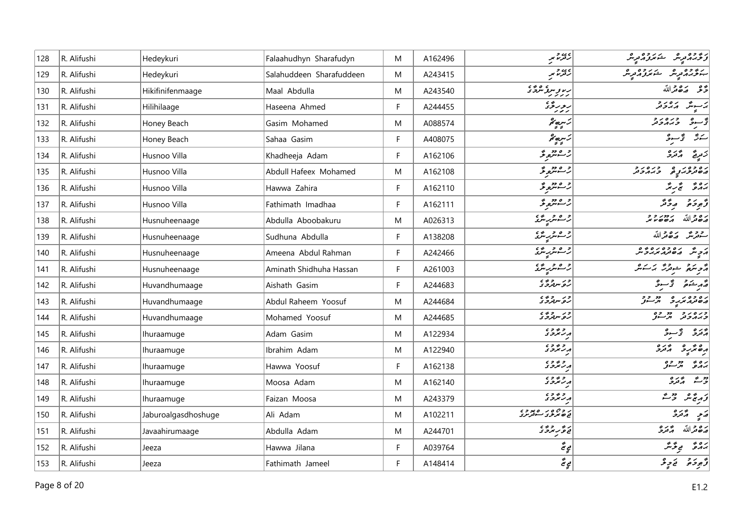| 128 | R. Alifushi | Hedeykuri | Falaahudhyn Sharafudyn | M | A162496 | ހެދޭކުރި | ފަލާހުއްދީން ޝަރަފުއްދީން |
|---|---|---|---|---|---|---|---|
| 129 | R. Alifushi | Hedeykuri | Salahuddeen Sharafuddeen | M | A243415 | ހެދޭކުރި | ސަލާހުއްދީން ޝަރަފުއްދީން |
| 130 | R. Alifushi | Hikifinifenmaage | Maal Abdulla | M | A243540 | ހިކިފިނިފެންމާގެ | މާލް އަބްދުﷲ |
| 131 | R. Alifushi | Hilihilaage | Haseena Ahmed | F | A244455 | ހިލިހިލާގެ | ހަސީނާ އަހުމަދު |
| 132 | R. Alifushi | Honey Beach | Gasim Mohamed | M | A088574 | ހަނީބީޗް | ޤާސިމް މުޙައްމަދު |
| 133 | R. Alifushi | Honey Beach | Sahaa Gasim | F | A408075 | ހަނީބީޗް | ސަހާ ޤާސިމް |
| 134 | R. Alifushi | Husnoo Villa | Khadheeja Adam | F | A162106 | ހުސްނޫވިލާ | ޚަދީޖާ އާދަމް |
| 135 | R. Alifushi | Husnoo Villa | Abdull Hafeex Mohamed | M | A162108 | ހުސްނޫވިލާ | އަބްދުލްހަފީޒް މުޙައްމަދު |
| 136 | R. Alifushi | Husnoo Villa | Hawwa Zahira | F | A162110 | ހުސްނޫވިލާ | ހައްވާ ޒާހިރާ |
| 137 | R. Alifushi | Husnoo Villa | Fathimath Imadhaa | F | A162111 | ހުސްނޫވިލާ | ފާތިމަތު އިމާދާ |
| 138 | R. Alifushi | Husnuheenaage | Abdulla Aboobakuru | M | A026313 | ހުސްނުހީނާގެ | އަބްދުﷲ އަބޫބަކުރު |
| 139 | R. Alifushi | Husnuheenaage | Sudhuna Abdulla | F | A138208 | ހުސްނުހީނާގެ | ސުދުނާ އަބްދުﷲ |
| 140 | R. Alifushi | Husnuheenaage | Ameena Abdul Rahman | F | A242466 | ހުސްނުހީނާގެ | އަމީނާ އަބްދުއްރަޙްމާން |
| 141 | R. Alifushi | Husnuheenaage | Aminath Shidhuha Hassan | F | A261003 | ހުސްނުހީނާގެ | އާމިނަތު ޝިދުހާ ހަސަން |
| 142 | R. Alifushi | Huvandhumaage | Aishath Gasim | F | A244683 | ހުވަނދުމާގެ | އާއިޝަތު ޤާސިމް |
| 143 | R. Alifushi | Huvandhumaage | Abdul Raheem Yoosuf | M | A244684 | ހުވަނދުމާގެ | އަބްދުއްރަޙީމް ޔޫސުފް |
| 144 | R. Alifushi | Huvandhumaage | Mohamed Yoosuf | M | A244685 | ހުވަނދުމާގެ | މުޙައްމަދު ޔޫސުފް |
| 145 | R. Alifushi | Ihuraamuge | Adam Gasim | M | A122934 | އިހުރާމުގެ | އާދަމް ޤާސިމް |
| 146 | R. Alifushi | Ihuraamuge | Ibrahim Adam | M | A122940 | އިހުރާމުގެ | އިބްރާހީމް އާދަމް |
| 147 | R. Alifushi | Ihuraamuge | Hawwa Yoosuf | F | A162138 | އިހުރާމުގެ | ހައްވާ ޔޫސުފް |
| 148 | R. Alifushi | Ihuraamuge | Moosa Adam | M | A162140 | އިހުރާމުގެ | މޫސާ އާދަމް |
| 149 | R. Alifushi | Ihuraamuge | Faizan Moosa | M | A243379 | އިހުރާމުގެ | ފައިޒާން މޫސާ |
| 150 | R. Alifushi | Jaburoalgasdhoshuge | Ali Adam | M | A102211 | ޖަބުރޯލްގަސްދޮށުގެ | އަލި އާދަމް |
| 151 | R. Alifushi | Javaahirumaage | Abdulla Adam | M | A244701 | ޖަވާހިރުމާގެ | އަބްދުﷲ އާދަމް |
| 152 | R. Alifushi | Jeeza | Hawwa Jilana | F | A039764 | ޖީޒާ | ހައްވާ ޖިލާނާ |
| 153 | R. Alifushi | Jeeza | Fathimath Jameel | F | A148414 | ޖީޒާ | ފާތިމަތު ޖަމީލް |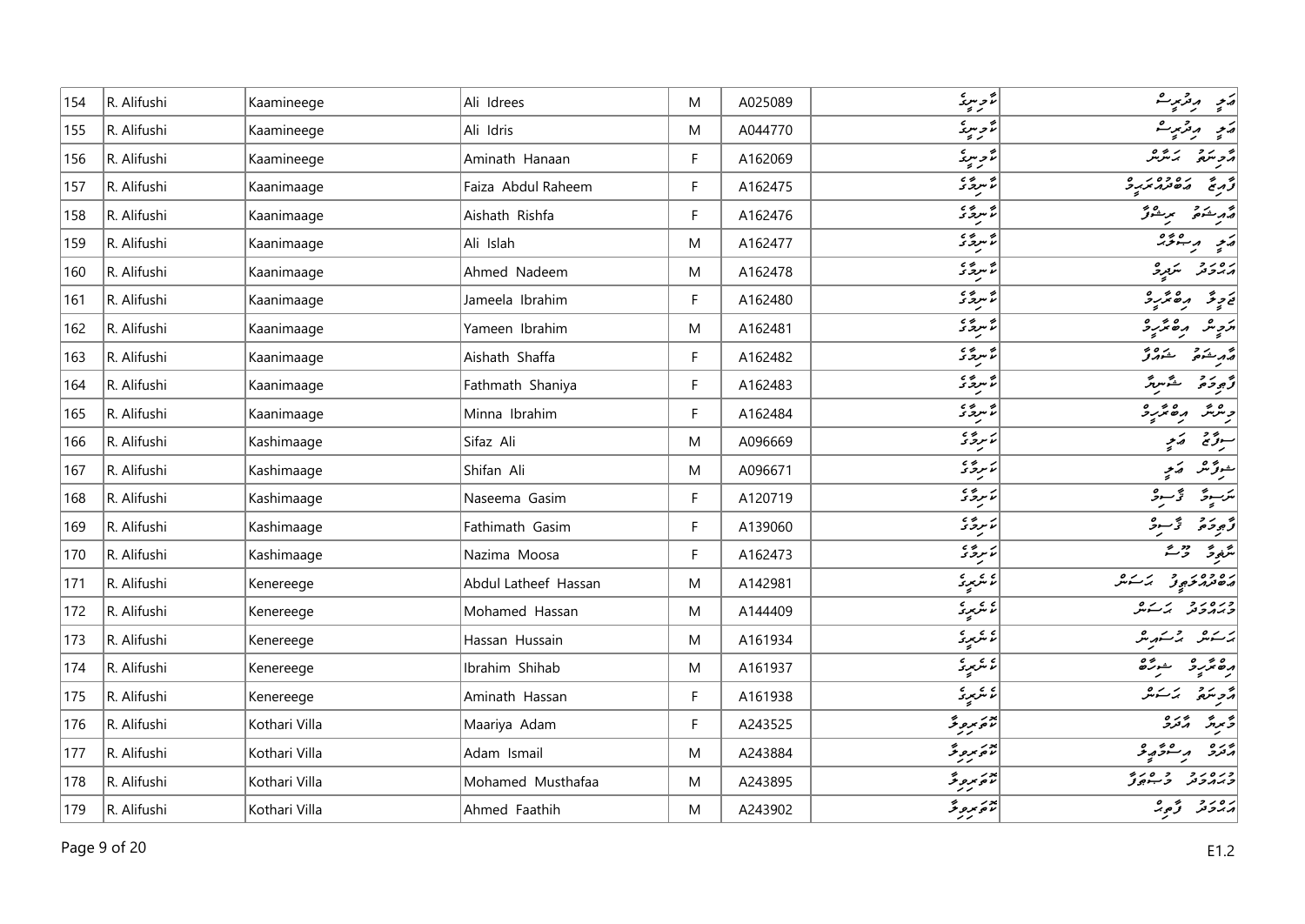| 154 | R. Alifushi | Kaamineege | Ali Idrees | M | A025089 | ކާމިނީގެ | އަލި އިދްރީސް |
|---|---|---|---|---|---|---|---|
| 155 | R. Alifushi | Kaamineege | Ali Idris | M | A044770 | ކާމިނީގެ | އަލި އިދްރީސް |
| 156 | R. Alifushi | Kaamineege | Aminath Hanaan | F | A162069 | ކާމިނީގެ | އާމިނަތު ހަނާން |
| 157 | R. Alifushi | Kaanimaage | Faiza Abdul Raheem | F | A162475 | ކާނިމާގެ | ފާއިޒާ އަބްދުއްރަޙީމް |
| 158 | R. Alifushi | Kaanimaage | Aishath Rishfa | F | A162476 | ކާނިމާގެ | އާއިޝަތު ރިޝްފާ |
| 159 | R. Alifushi | Kaanimaage | Ali Islah | M | A162477 | ކާނިމާގެ | އަލި އިސްލާހް |
| 160 | R. Alifushi | Kaanimaage | Ahmed Nadeem | M | A162478 | ކާނިމާގެ | އަޙްމަދު ނަދީމް |
| 161 | R. Alifushi | Kaanimaage | Jameela Ibrahim | F | A162480 | ކާނިމާގެ | ޖަމީލާ އިބްރާހީމް |
| 162 | R. Alifushi | Kaanimaage | Yameen Ibrahim | M | A162481 | ކާނިމާގެ |ޔަމީން އިބްރާހީމް |
| 163 | R. Alifushi | Kaanimaage | Aishath Shaffa | F | A162482 | ކާނިމާގެ | އާއިޝަތު ޝައްފާ |
| 164 | R. Alifushi | Kaanimaage | Fathmath Shaniya | F | A162483 | ކާނިމާގެ | ފާތިމަތު ޝާނިޔާ |
| 165 | R. Alifushi | Kaanimaage | Minna Ibrahim | F | A162484 | ކާނިމާގެ | މިންނާ އިބްރާހީމް |
| 166 | R. Alifushi | Kashimaage | Sifaz Ali | M | A096669 | ކަށިމާގެ | ސިފާޒް އަލި |
| 167 | R. Alifushi | Kashimaage | Shifan Ali | M | A096671 | ކަށިމާގެ | ޝިފާން އަލި |
| 168 | R. Alifushi | Kashimaage | Naseema Gasim | F | A120719 | ކަށިމާގެ | ނަސީމާ ޤާސިމް |
| 169 | R. Alifushi | Kashimaage | Fathimath Gasim | F | A139060 | ކަށިމާގެ | ފާތިމަތު ޤާސިމް |
| 170 | R. Alifushi | Kashimaage | Nazima Moosa | F | A162473 | ކަށިމާގެ | ނާޒިމާ މޫސާ |
| 171 | R. Alifushi | Kenereege | Abdul Latheef Hassan | M | A142981 | ކެނެރީގެ | އަބްދުއްލަޠީފް ހަސަން |
| 172 | R. Alifushi | Kenereege | Mohamed Hassan | M | A144409 | ކެނެރީގެ | މުޙައްމަދު ހަސަން |
| 173 | R. Alifushi | Kenereege | Hassan Hussain | M | A161934 | ކެނެރީގެ | ހަސަން ހުސައިން |
| 174 | R. Alifushi | Kenereege | Ibrahim Shihab | M | A161937 | ކެނެރީގެ | އިބްރާހީމް ޝިހާބް |
| 175 | R. Alifushi | Kenereege | Aminath Hassan | F | A161938 | ކެނެރީގެ | އާމިނަތު ހަސަން |
| 176 | R. Alifushi | Kothari Villa | Maariya Adam | F | A243525 | ކޮތަރިވިލާ | މާރިޔާ އާދަމް |
| 177 | R. Alifushi | Kothari Villa | Adam Ismail | M | A243884 | ކޮތަރިވިލާ | އާދަމް އިސްމާޢީލް |
| 178 | R. Alifushi | Kothari Villa | Mohamed Musthafaa | M | A243895 | ކޮތަރިވިލާ | މުޙައްމަދު މުސްތަފާ |
| 179 | R. Alifushi | Kothari Villa | Ahmed Faathih | M | A243902 | ކޮތަރިވިލާ | އަޙްމަދު ފާތިހް |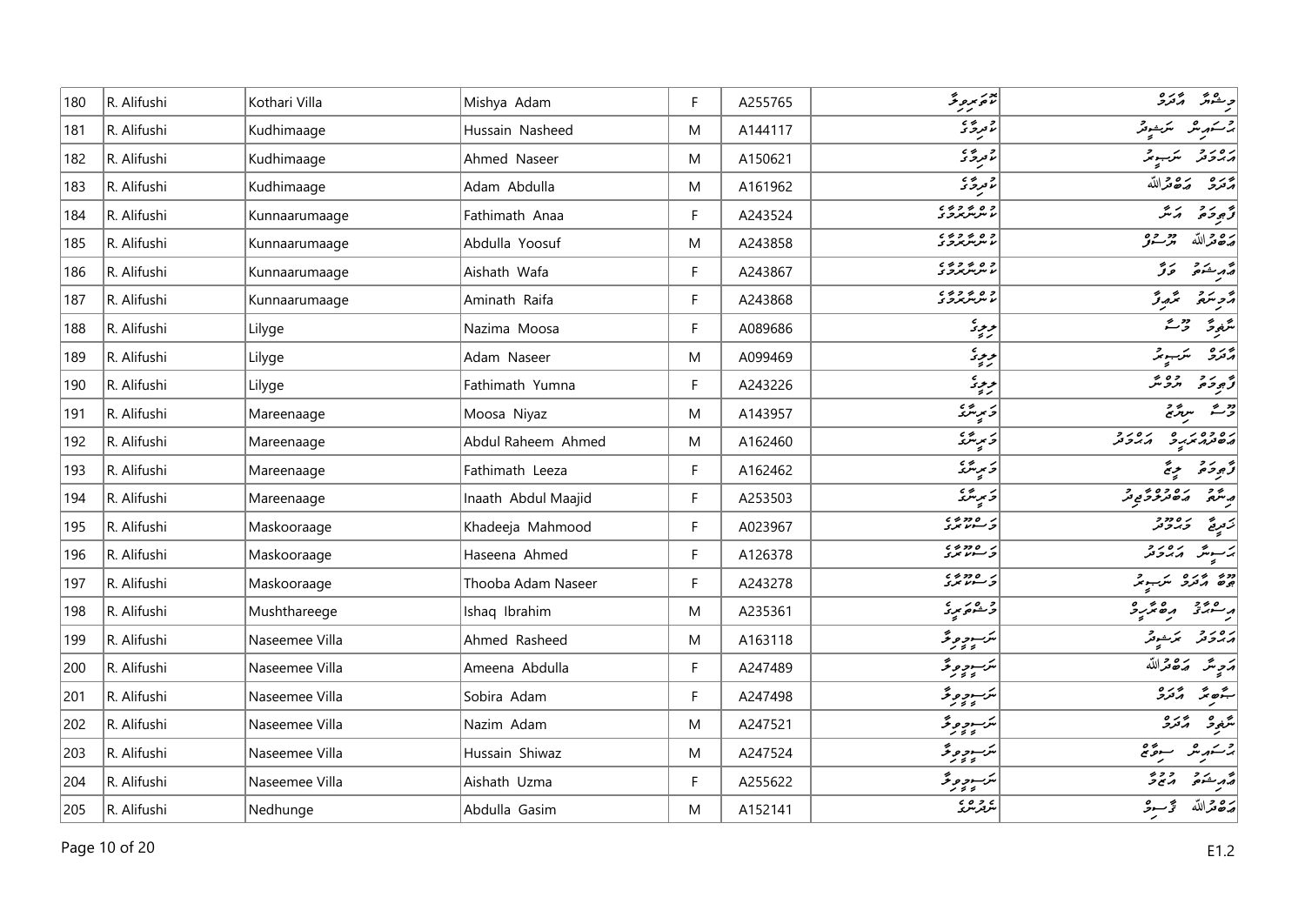| 180 | R. Alifushi | Kothari Villa | Mishya Adam | F | A255765 | ކޮތަރިވިލާ | މިޝްޔާ އާދަމް |
|---|---|---|---|---|---|---|---|
| 181 | R. Alifushi | Kudhimaage | Hussain Nasheed | M | A144117 | ކުދިމާގެ | ހުސައިން ނަޝީދު |
| 182 | R. Alifushi | Kudhimaage | Ahmed Naseer | M | A150621 | ކުދިމާގެ | އަހުމަދު ނަސީރު |
| 183 | R. Alifushi | Kudhimaage | Adam Abdulla | M | A161962 | ކުދިމާގެ | އާދަމް އަބްދުﷲ |
| 184 | R. Alifushi | Kunnaarumaage | Fathimath Anaa | F | A243524 | ކުންނާރުމާގެ | ފާތިމަތު އަނާ |
| 185 | R. Alifushi | Kunnaarumaage | Abdulla Yoosuf | M | A243858 | ކުންނާރުމާގެ | އަބްދުﷲ ޔޫސުފް |
| 186 | R. Alifushi | Kunnaarumaage | Aishath Wafa | F | A243867 | ކުންނާރުމާގެ | އާއިޝަތު ވަފާ |
| 187 | R. Alifushi | Kunnaarumaage | Aminath Raifa | F | A243868 | ކުންނާރުމާގެ | އާމިނަތު ރާއިފާ |
| 188 | R. Alifushi | Lilyge | Nazima Moosa | F | A089686 | ލިލީގެ | ނާޒިމާ މޫސާ |
| 189 | R. Alifushi | Lilyge | Adam Naseer | M | A099469 | ލިލީގެ | އާދަމް ނަސީރު |
| 190 | R. Alifushi | Lilyge | Fathimath Yumna | F | A243226 | ލިލީގެ | ފާތިމަތު ޔުމްނާ |
| 191 | R. Alifushi | Mareenaage | Moosa Niyaz | M | A143957 | މަރީނާގެ | މޫސާ ނިޔާޒު |
| 192 | R. Alifushi | Mareenaage | Abdul Raheem Ahmed | M | A162460 | މަރީނާގެ | އަބްދުއްރަޙީމް އަހުމަދު |
| 193 | R. Alifushi | Mareenaage | Fathimath Leeza | F | A162462 | މަރީނާގެ | ފާތިމަތު ލީޒާ |
| 194 | R. Alifushi | Mareenaage | Inaath Abdul Maajid | F | A253503 | މަރީނާގެ | އިނާތު އަބްދުލްމާޖިދު |
| 195 | R. Alifushi | Maskooraage | Khadeeja Mahmood | F | A023967 | މަސްކޫރާގެ | ޚަދީޖާ މަޙްމޫދު |
| 196 | R. Alifushi | Maskooraage | Haseena Ahmed | F | A126378 | މަސްކޫރާގެ | ހަސީނާ އަހުމަދު |
| 197 | R. Alifushi | Maskooraage | Thooba Adam Naseer | F | A243278 | މަސްކޫރާގެ | ތޫބާ އާދަމް ނަސީރު |
| 198 | R. Alifushi | Mushthareege | Ishaq Ibrahim | M | A235361 | މުշްތަރީގެ | އިސްޙާޤު އިބްރާހީމް |
| 199 | R. Alifushi | Naseemee Villa | Ahmed Rasheed | M | A163118 | ނަސީމީވިލާ | އަހުމަދު ރަޝީދު |
| 200 | R. Alifushi | Naseemee Villa | Ameena Abdulla | F | A247489 | ނަސީމީވިލާ | އަމީނާ އަބްދުﷲ |
| 201 | R. Alifushi | Naseemee Villa | Sobira Adam | F | A247498 | ނަސީމީވިލާ | ޞާބިރާ އާދަމް |
| 202 | R. Alifushi | Naseemee Villa | Nazim Adam | M | A247521 | ނަސީމީވިލާ | ނާޒިމް އާދަމް |
| 203 | R. Alifushi | Naseemee Villa | Hussain Shiwaz | M | A247524 | ނަސީމީވިލާ | ހުސައިން ޝިވާޒު |
| 204 | R. Alifushi | Naseemee Villa | Aishath Uzma | F | A255622 | ނަސީމީވިލާ | އާއިޝަތު އުޒްމާ |
| 205 | R. Alifushi | Nedhunge | Abdulla Gasim | M | A152141 | ނެދުންގެ | އަބްދުﷲ ޤާސިމް |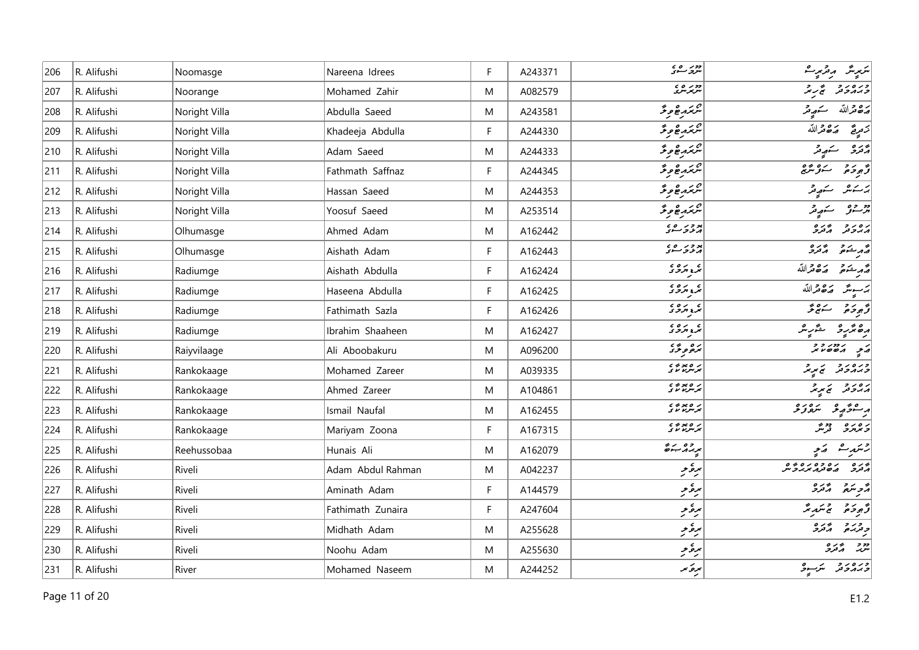| 206 | R. Alifushi | Noomasge | Nareena Idrees | F | A243371 | ނޫމަސްގެ | ނަރީނާ އިދުރީސް |
|---|---|---|---|---|---|---|---|
| 207 | R. Alifushi | Noorange | Mohamed Zahir | M | A082579 | ނޫރަންގެ | މުހައްމަދު ޒާހިރު |
| 208 | R. Alifushi | Noright Villa | Abdulla Saeed | M | A243581 | ނޯރައިޓްވިލާ | އަބްދުއްﷲ ސައީދު |
| 209 | R. Alifushi | Noright Villa | Khadeeja Abdulla | F | A244330 | ނޯރައިޓްވިލާ | ޚަދީޖާ އަބްދުއްﷲ |
| 210 | R. Alifushi | Noright Villa | Adam Saeed | M | A244333 | ނޯރައިޓްވިލާ | އާދަމް ސައީދު |
| 211 | R. Alifushi | Noright Villa | Fathmath Saffnaz | F | A244345 | ނޯރައިޓްވިލާ | ފާތިމަތު ސަފްނާޒް |
| 212 | R. Alifushi | Noright Villa | Hassan Saeed | M | A244353 | ނޯރައިޓްވިލާ | ހަސަން ސައީދު |
| 213 | R. Alifushi | Noright Villa | Yoosuf Saeed | M | A253514 | ނޯރައިޓްވިލާ | ޔޫސުފް ސައީދު |
| 214 | R. Alifushi | Olhumasge | Ahmed Adam | M | A162442 | އޮޅުމަސްގެ | އަހްމަދު އާދަމް |
| 215 | R. Alifushi | Olhumasge | Aishath Adam | F | A162443 | އޮޅުމަސްގެ | އައިށަތު އާދަމް |
| 216 | R. Alifushi | Radiumge | Aishath Abdulla | F | A162424 | ރޭޑިއަމްގެ | އައިށަތު އަބްދުއްﷲ |
| 217 | R. Alifushi | Radiumge | Haseena Abdulla | F | A162425 | ރޭޑިއަމްގެ | ހަސީނާ އަބްދުއްﷲ |
| 218 | R. Alifushi | Radiumge | Fathimath Sazla | F | A162426 | ރޭޑިއަމްގެ | ފާތިމަތު ސަޒްލާ |
| 219 | R. Alifushi | Radiumge | Ibrahim Shaaheen | M | A162427 | ރޭޑިއަމްގެ | އިބްރާހީމް ޝާހީން |
| 220 | R. Alifushi | Raiyvilaage | Ali Aboobakuru | M | A096200 | ރައްވިލާގެ | އަލި އަބޫބަކުރު |
| 221 | R. Alifushi | Rankokaage | Mohamed Zareer | M | A039335 | ރަންކޮކާގެ | މުހައްމަދު ޒަރީރު |
| 222 | R. Alifushi | Rankokaage | Ahmed Zareer | M | A104861 | ރަންކޮކާގެ | އަހްމަދު ޒަރީރު |
| 223 | R. Alifushi | Rankokaage | Ismail Naufal | M | A162455 | ރަންކޮކާގެ | އިސްމާއިލް ނައުފަލް |
| 224 | R. Alifushi | Rankokaage | Mariyam Zoona | F | A167315 | ރަންކޮކާގެ | މަރިޔަމް ޒޫނާ |
| 225 | R. Alifushi | Reehussobaa | Hunais Ali | M | A162079 | ރީހުއްސޮބާ | ހުނައިސް އަލި |
| 226 | R. Alifushi | Riveli | Adam Abdul Rahman | M | A042237 | ރިވެލި | އާދަމް އަބްދުއްރަހްމާން |
| 227 | R. Alifushi | Riveli | Aminath Adam | F | A144579 | ރިވެލި | އާމިނަތު އާދަމް |
| 228 | R. Alifushi | Riveli | Fathimath Zunaira | F | A247604 | ރިވެލި | ފާތިމަތު ޒުނައިރާ |
| 229 | R. Alifushi | Riveli | Midhath Adam | M | A255628 | ރިވެލި | މިދުހަތު އާދަމް |
| 230 | R. Alifushi | Riveli | Noohu Adam | M | A255630 | ރިވެލި | ނޫހު އާދަމް |
| 231 | R. Alifushi | River | Mohamed Naseem | M | A244252 | ރިވަރ | މުހައްމަދު ނަސީމް |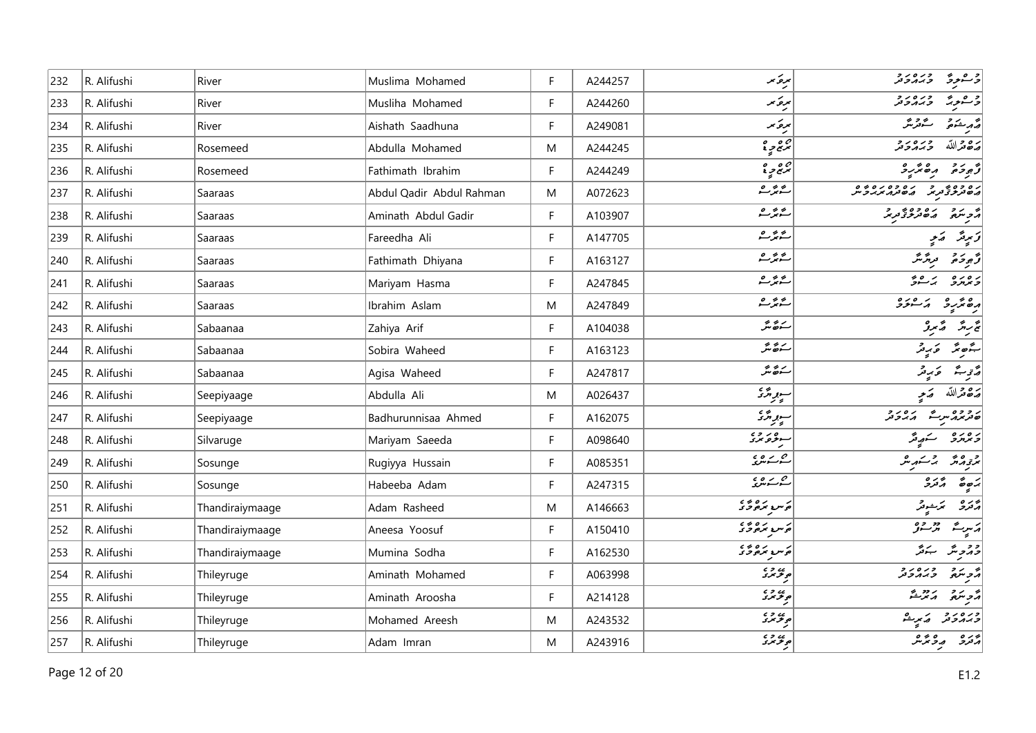| 232 | R. Alifushi | River | Muslima Mohamed | F | A244257 | ރިވަރ | މުސްލިމާ މުހައްމަދު |
|---|---|---|---|---|---|---|---|
| 233 | R. Alifushi | River | Musliha Mohamed | F | A244260 | ރިވަރ | މުސްލިހާ މުހައްމަދު |
| 234 | R. Alifushi | River | Aishath Saadhuna | F | A249081 | ރިވަރ | އައިޝަތު ސާދުނާ |
| 235 | R. Alifushi | Rosemeed | Abdulla Mohamed | M | A244245 | ރޯޒްމީޑް | އަބްދުﷲ މުހައްމަދު |
| 236 | R. Alifushi | Rosemeed | Fathimath Ibrahim | F | A244249 | ރޯޒްމީޑް | ފާތިމަތު އިބްރާހީމް |
| 237 | R. Alifushi | Saaraas | Abdul Qadir Abdul Rahman | M | A072623 | ސާރާސް | އަބްދުލްޤާދިރު އަބްދުއްރަޙްމާން |
| 238 | R. Alifushi | Saaraas | Aminath Abdul Gadir | F | A103907 | ސާރާސް | އާމިނަތު އަބްދުލްގާދިރު |
| 239 | R. Alifushi | Saaraas | Fareedha Ali | F | A147705 | ސާރާސް | ފަރީދާ އަލި |
| 240 | R. Alifushi | Saaraas | Fathimath Dhiyana | F | A163127 | ސާރާސް | ފާތިމަތު ދިޔާނާ |
| 241 | R. Alifushi | Saaraas | Mariyam Hasma | F | A247845 | ސާރާސް | މަރިޔަމް ހަސްމާ |
| 242 | R. Alifushi | Saaraas | Ibrahim Aslam | M | A247849 | ސާރާސް | އިބްރާހީމް އަސްލަމް |
| 243 | R. Alifushi | Sabaanaa | Zahiya Arif | F | A104038 | ސަބާނާ | ޒާހިޔާ އާރިފް |
| 244 | R. Alifushi | Sabaanaa | Sobira Waheed | F | A163123 | ސަބާނާ | ޞާބިރާ ވަޙީދު |
| 245 | R. Alifushi | Sabaanaa | Agisa Waheed | F | A247817 | ސަބާނާ | އާގިސާ ވަހީދު |
| 246 | R. Alifushi | Seepiyaage | Abdulla Ali | M | A026437 | ސީޕިޔާގެ | އަބްދުﷲ އަލި |
| 247 | R. Alifushi | Seepiyaage | Badhurunnisaa Ahmed | F | A162075 | ސީޕިޔާގެ | ބަދުރުއްނިސާ އަޙްމަދު |
| 248 | R. Alifushi | Silvaruge | Mariyam Saeeda | F | A098640 | ސިލްވަރުގެ | މަރިޔަމް ސައީދާ |
| 249 | R. Alifushi | Sosunge | Rugiyya Hussain | F | A085351 | ސޯސަންގެ | ރުގިއްޔާ ހުސައިން |
| 250 | R. Alifushi | Sosunge | Habeeba Adam | F | A247315 | ސޯސަންގެ | ހަބީބާ އާދަމް |
| 251 | R. Alifushi | Thandiraiymaage | Adam Rasheed | M | A146663 | ތަންދިރައިމާގެ | އާދަމް ރަޝީދު |
| 252 | R. Alifushi | Thandiraiymaage | Aneesa Yoosuf | F | A150410 | ތަންދިރައިމާގެ | އަނީސާ ޔޫސުފް |
| 253 | R. Alifushi | Thandiraiymaage | Mumina Sodha | F | A162530 | ތަންދިރައިމާގެ | މުއުމިނާ ސަދާ |
| 254 | R. Alifushi | Thileyruge | Aminath Mohamed | F | A063998 | ތިލޭރުގެ | އާމިނަތު މުހައްމަދު |
| 255 | R. Alifushi | Thileyruge | Aminath Aroosha | F | A214128 | ތިލޭރުގެ | އާމިނަތު އަރޫޝާ |
| 256 | R. Alifushi | Thileyruge | Mohamed Areesh | M | A243532 | ތިލޭރުގެ | މުހައްމަދު އަރީޝް |
| 257 | R. Alifushi | Thileyruge | Adam Imran | M | A243916 | ތިލޭރުގެ | އާދަމް އިމްރާން |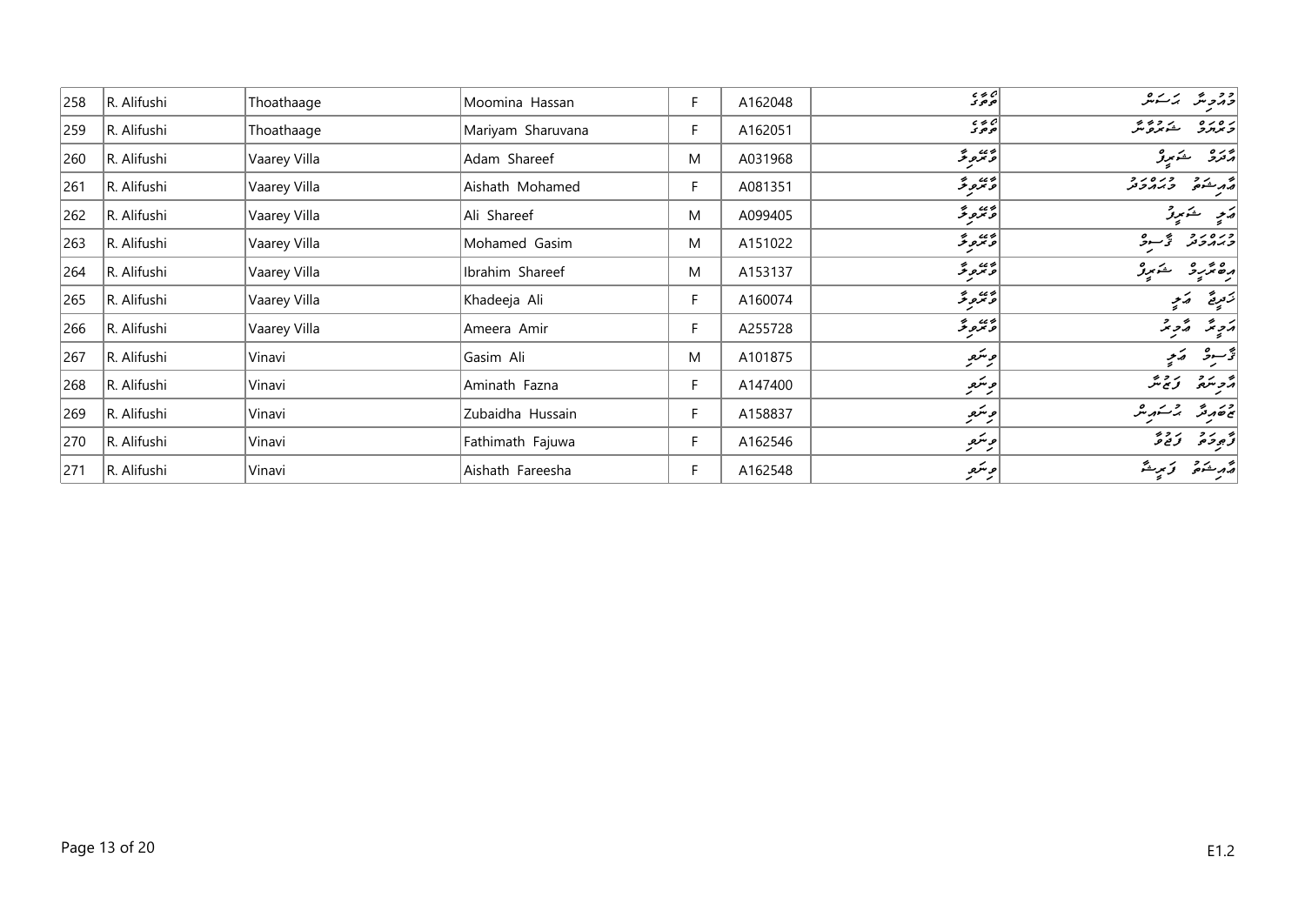| 258 | R. Alifushi | Thoathaage | Moomina Hassan | F | A162048 | ޝޯތާގެ | މޫމިނާ ހަސަން |
|---|---|---|---|---|---|---|---|
| 259 | R. Alifushi | Thoathaage | Mariyam Sharuvana | F | A162051 | ތޯތާގެ | މަރިޔަމް ޝަރުވަނާ |
| 260 | R. Alifushi | Vaarey Villa | Adam Shareef | M | A031968 | ވާރޭވިލާ | އާދަމް ޝަރީފް |
| 261 | R. Alifushi | Vaarey Villa | Aishath Mohamed | F | A081351 | ވާރޭވިލާ | އައިޝަތު މުހައްމަދު |
| 262 | R. Alifushi | Vaarey Villa | Ali Shareef | M | A099405 | ވާރޭވިލާ | އަލި ޝަރީފް |
| 263 | R. Alifushi | Vaarey Villa | Mohamed Gasim | M | A151022 | ވާރޭވިލާ | މުހައްމަދު ޤާސިމް |
| 264 | R. Alifushi | Vaarey Villa | Ibrahim Shareef | M | A153137 | ވާރޭވިލާ | އިބްރާހިމް ޝަރީފް |
| 265 | R. Alifushi | Vaarey Villa | Khadeeja Ali | F | A160074 | ވާރޭވިލާ | ޚަދީޖާ އަލި |
| 266 | R. Alifushi | Vaarey Villa | Ameera Amir | F | A255728 | ވާރޭވިލާ | އަމީރާ އާމިރު |
| 267 | R. Alifushi | Vinavi | Gasim Ali | M | A101875 | ވިނަވި | ޤާސިމް އަލި |
| 268 | R. Alifushi | Vinavi | Aminath Fazna | F | A147400 | ވިނަވި | އާމިނަތު ފަޒްނާ |
| 269 | R. Alifushi | Vinavi | Zubaidha Hussain | F | A158837 | ވިނަވި | ޒުބައިދާ ހުސައިން |
| 270 | R. Alifushi | Vinavi | Fathimath Fajuwa | F | A162546 | ވިނަވި | ފާތިމަތު ފަޖުވާ |
| 271 | R. Alifushi | Vinavi | Aishath Fareesha | F | A162548 | ވިނަވި | އައިޝަތު ފަރީޝާ |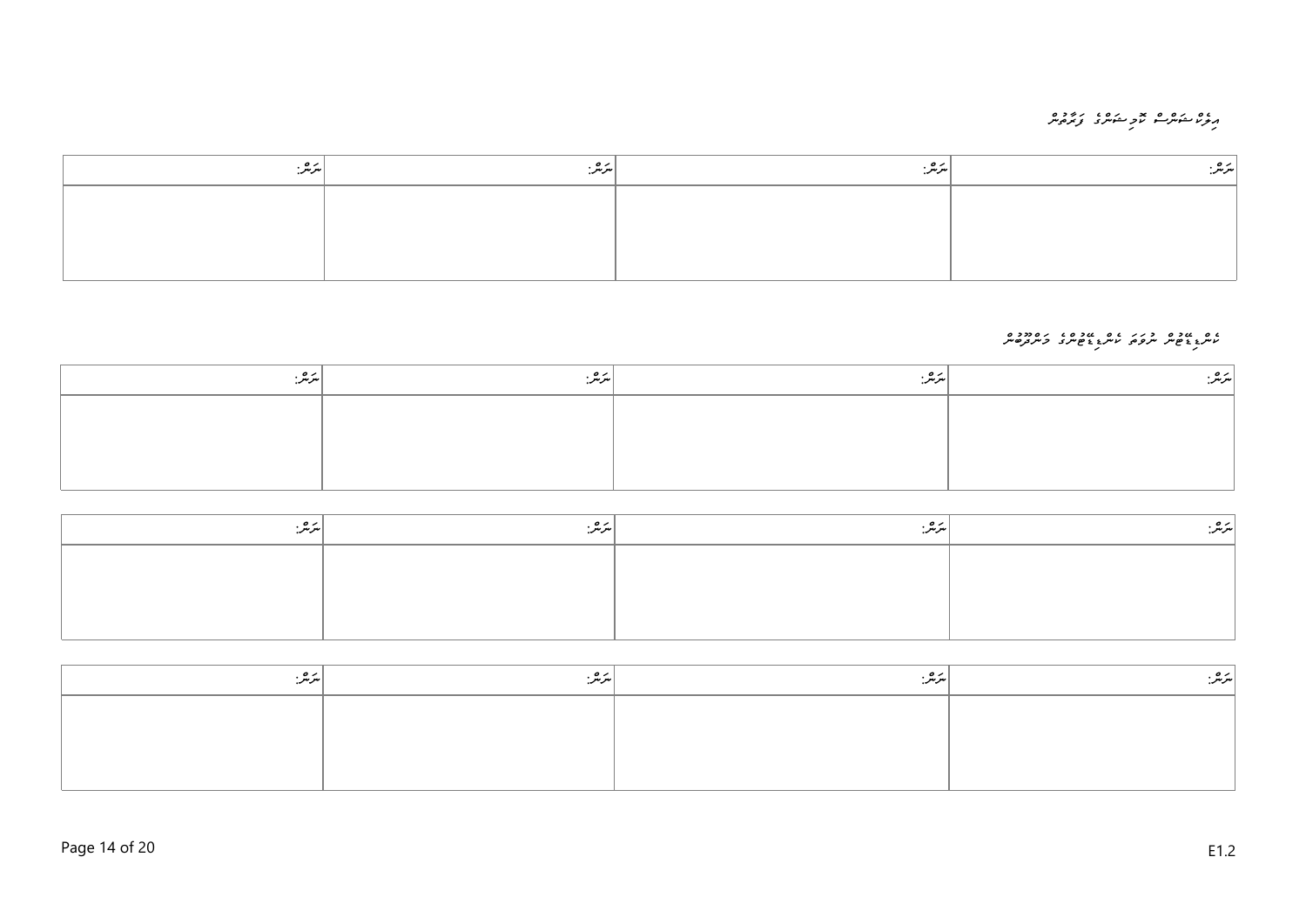# އިޤްރާރުކަންކުރާ ކޮމިޓީގެ މެމްބަރުން

| ނަން: | ނަން: | ނަން: | ނަން: |
|---|---|---|---|
| | | | |

## ކުންފުނީގެ ރުކުރަ ކުންފުނީގެ މަސްދަރުން

| ނަން: | ނަން: | ނަން: | ނަން: |
|---|---|---|---|
| | | | |

| ނަން: | ނަން: | ނަން: | ނަން: |
|---|---|---|---|
| | | | |

| ނަން: | ނަން: | ނަން: | ނަން: |
|---|---|---|---|
| | | | |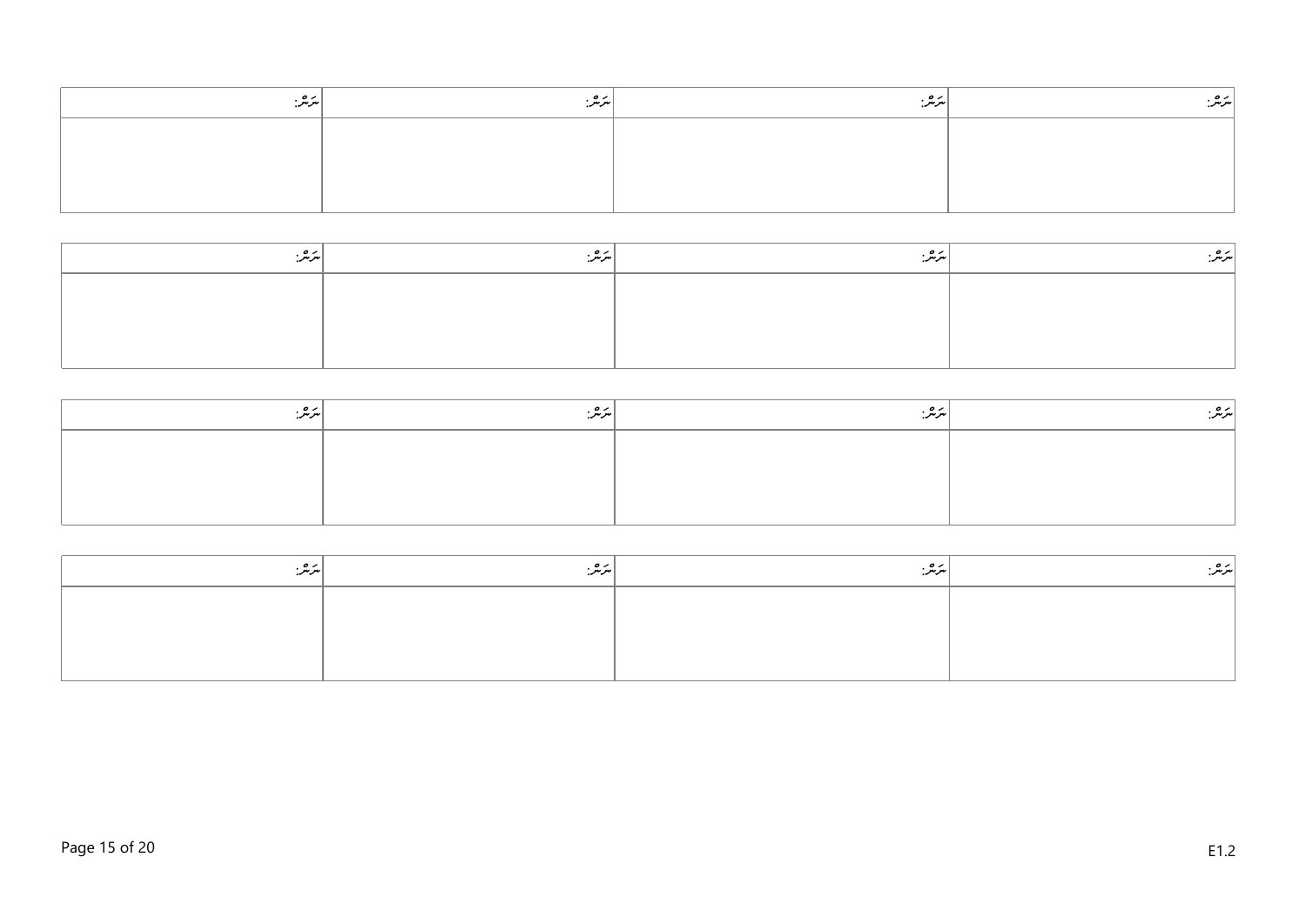| ނަރުދ: | ނަރުދ: | ނަރުދ: | ނަރުދ: |
| --- | --- | --- | --- |
| | | | |

| ނަރުދ: | ނަރުދ: | ނަރުދ: | ނަރުދ: |
| --- | --- | --- | --- |
| | | | |

| ނަރުދ: | ނަރުދ: | ނަރުދ: | ނަރުދ: |
| --- | --- | --- | --- |
| | | | |

| ނަރުދ: | ނަރުދ: | ނަރުދ: | ނަރުދ: |
| --- | --- | --- | --- |
| | | | |

E1.2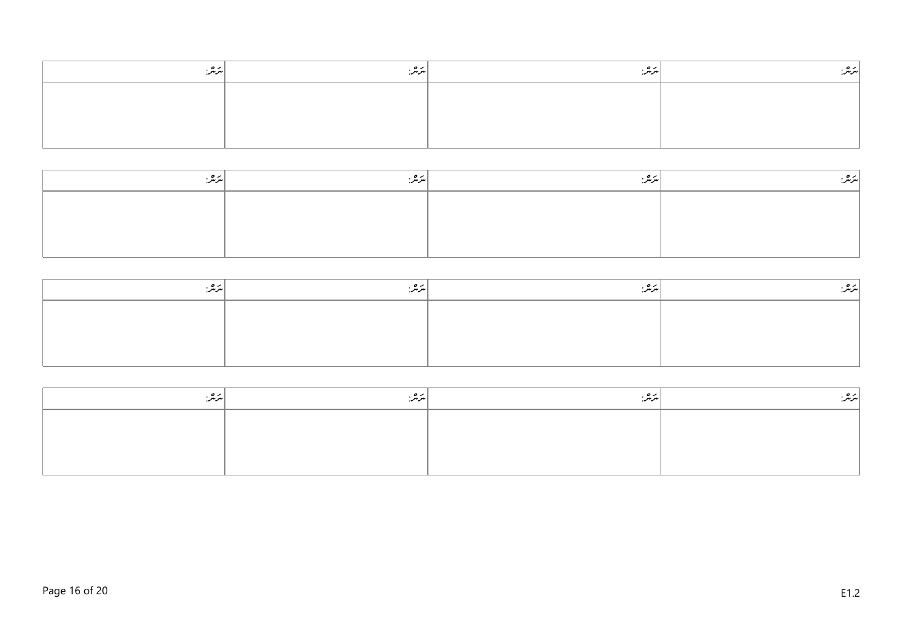| ނަރަތް: | ނަރަތް: | ނަރަތް: | ނަރަތް: |
| --- | --- | --- | --- |
| | | | |

| ނަރަތް: | ނަރަތް: | ނަރަތް: | ނަރަތް: |
| --- | --- | --- | --- |
| | | | |

| ނަރަތް: | ނަރަތް: | ނަރަތް: | ނަރަތް: |
| --- | --- | --- | --- |
| | | | |

| ނަރަތް: | ނަރަތް: | ނަރަތް: | ނަރަތް: |
| --- | --- | --- | --- |
| | | | |

E1.2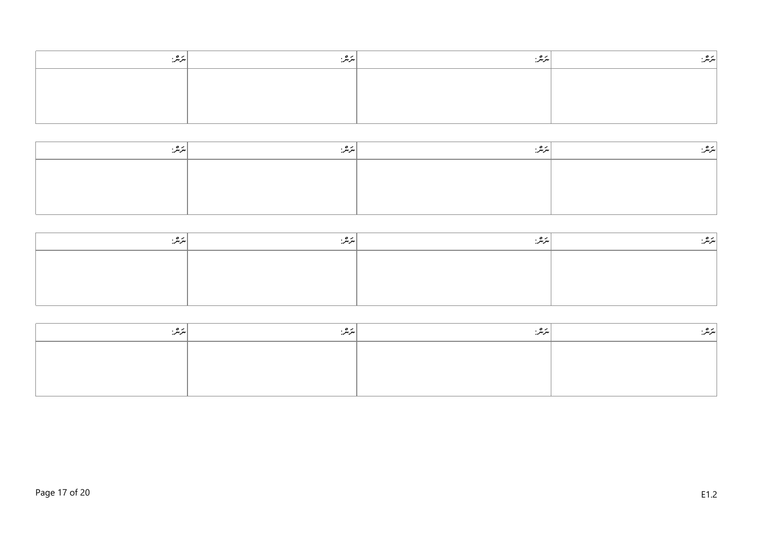| ނަރަށް: | ނަރަށް: | ނަރަށް: | ނަރަށް: |
| --- | --- | --- | --- |
| | | | |

| ނަރަށް: | ނަރަށް: | ނަރަށް: | ނަރަށް: |
| --- | --- | --- | --- |
| | | | |

| ނަރަށް: | ނަރަށް: | ނަރަށް: | ނަރަށް: |
| --- | --- | --- | --- |
| | | | |

| ނަރަށް: | ނަރަށް: | ނަރަށް: | ނަރަށް: |
| --- | --- | --- | --- |
| | | | |

E1.2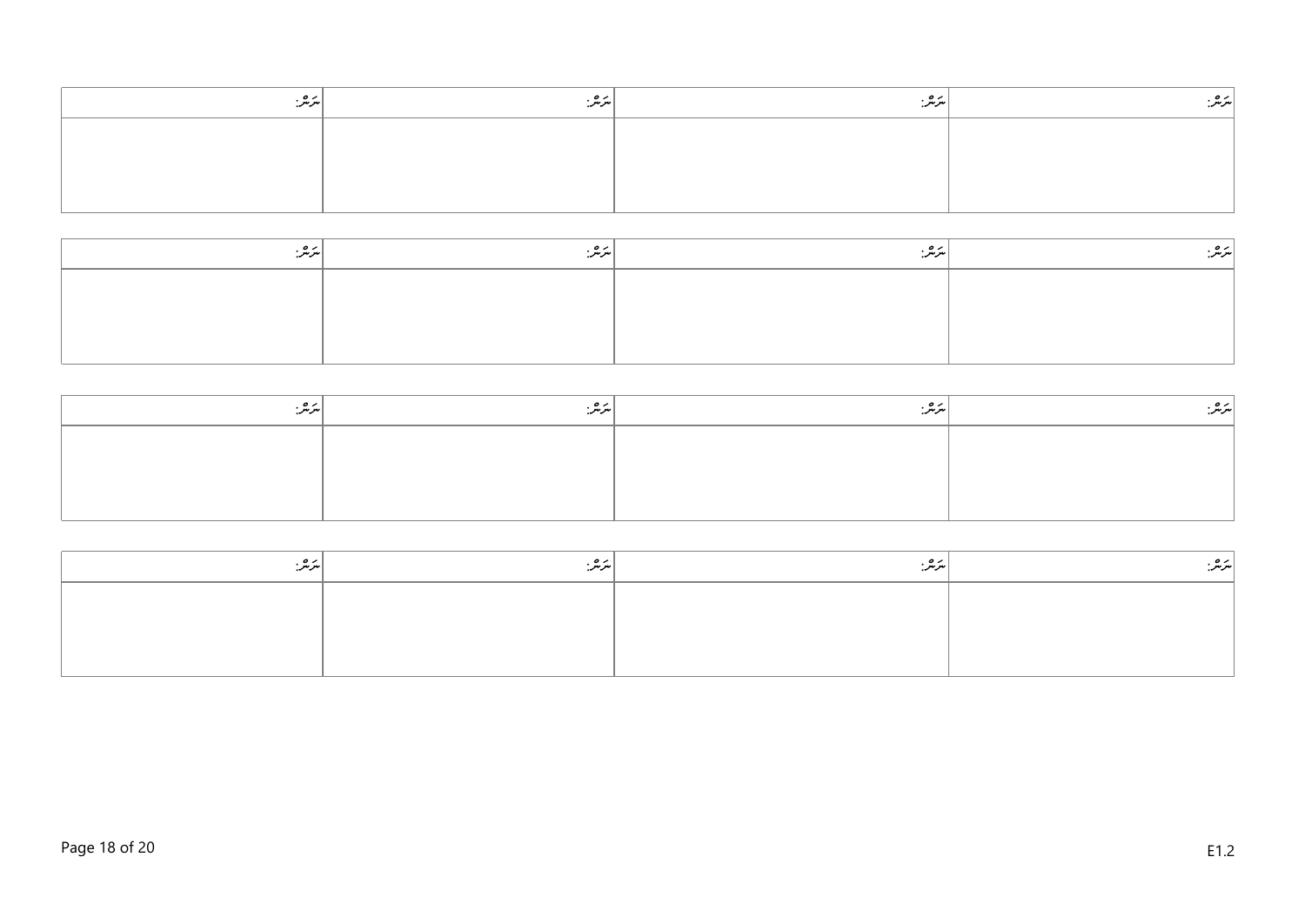| ނަންބް: | ނަންބް: | ނަންބް: | ނަންބް: |
| --- | --- | --- | --- |
| | | | |

| ނަންބް: | ނަންބް: | ނަންބް: | ނަންބް: |
| --- | --- | --- | --- |
| | | | |

| ނަންބް: | ނަންބް: | ނަންބް: | ނަންބް: |
| --- | --- | --- | --- |
| | | | |

| ނަންބް: | ނަންބް: | ނަންބް: | ނަންބް: |
| --- | --- | --- | --- |
| | | | |

E1.2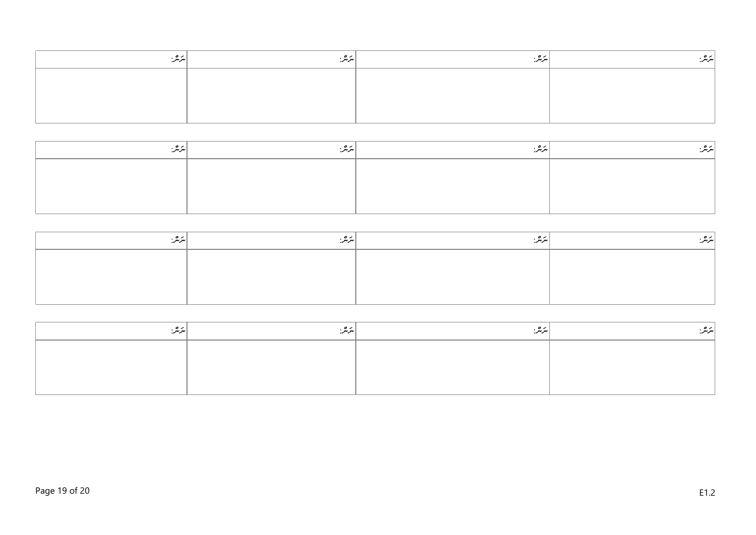| ނަންބަރު: | ނަންބަރު: | ނަންބަރު: | ނަންބަރު: |
|---|---|---|---|
| | | | |

| ނަންބަރު: | ނަންބަރު: | ނަންބަރު: | ނަންބަރު: |
|---|---|---|---|
| | | | |

| ނަންބަރު: | ނަންބަރު: | ނަންބަރު: | ނަންބަރު: |
|---|---|---|---|
| | | | |

| ނަންބަރު: | ނަންބަރު: | ނަންބަރު: | ނަންބަރު: |
|---|---|---|---|
| | | | |

E1.2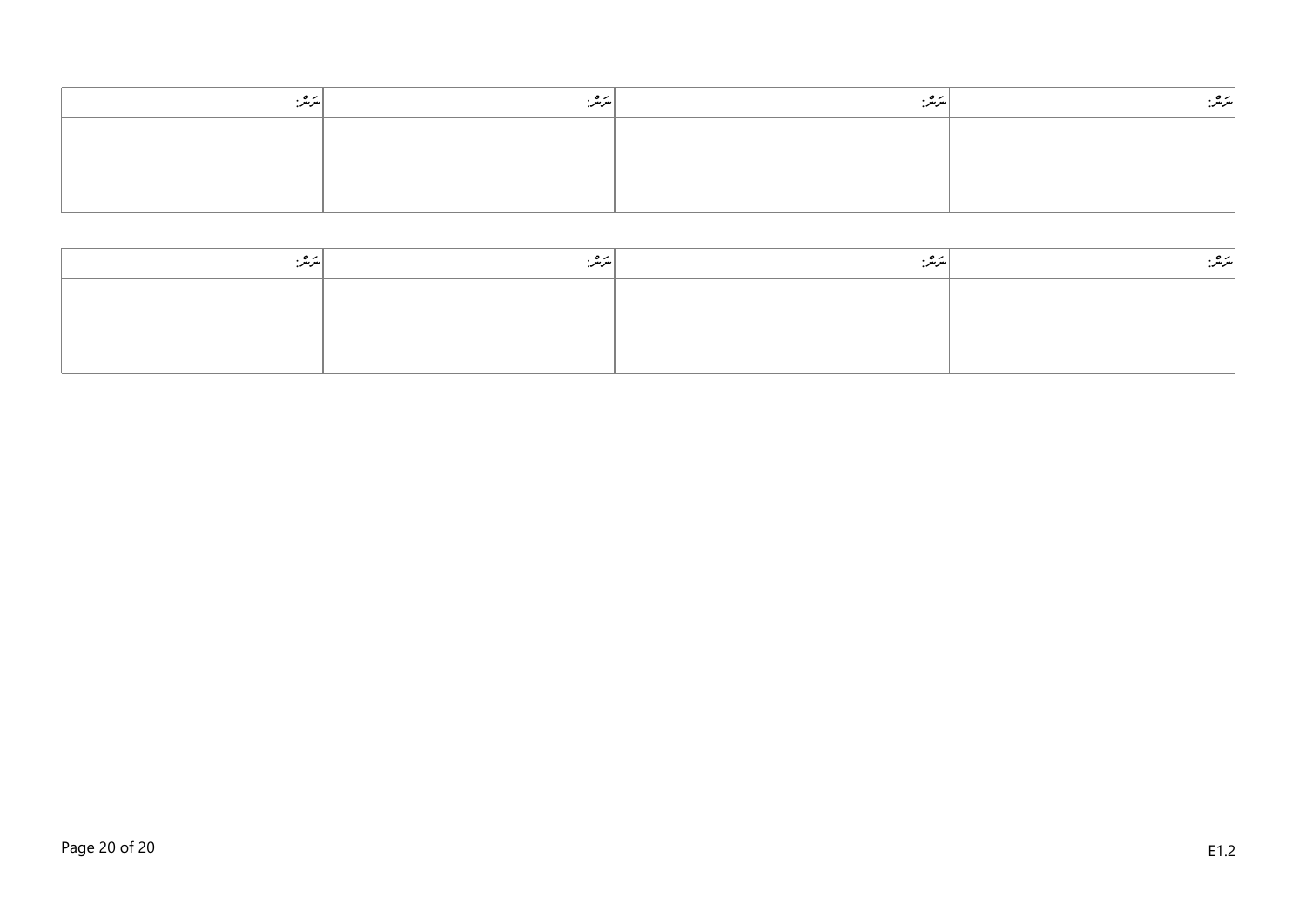| ނަރުނ: | ނަރުނ: | ނަރުނ: | ނަރުނ: |
| --- | --- | --- | --- |
| | | | |

| ނަރުނ: | ނަރުނ: | ނަރުނ: | ނަރުނ: |
| --- | --- | --- | --- |
| | | | |

E1.2